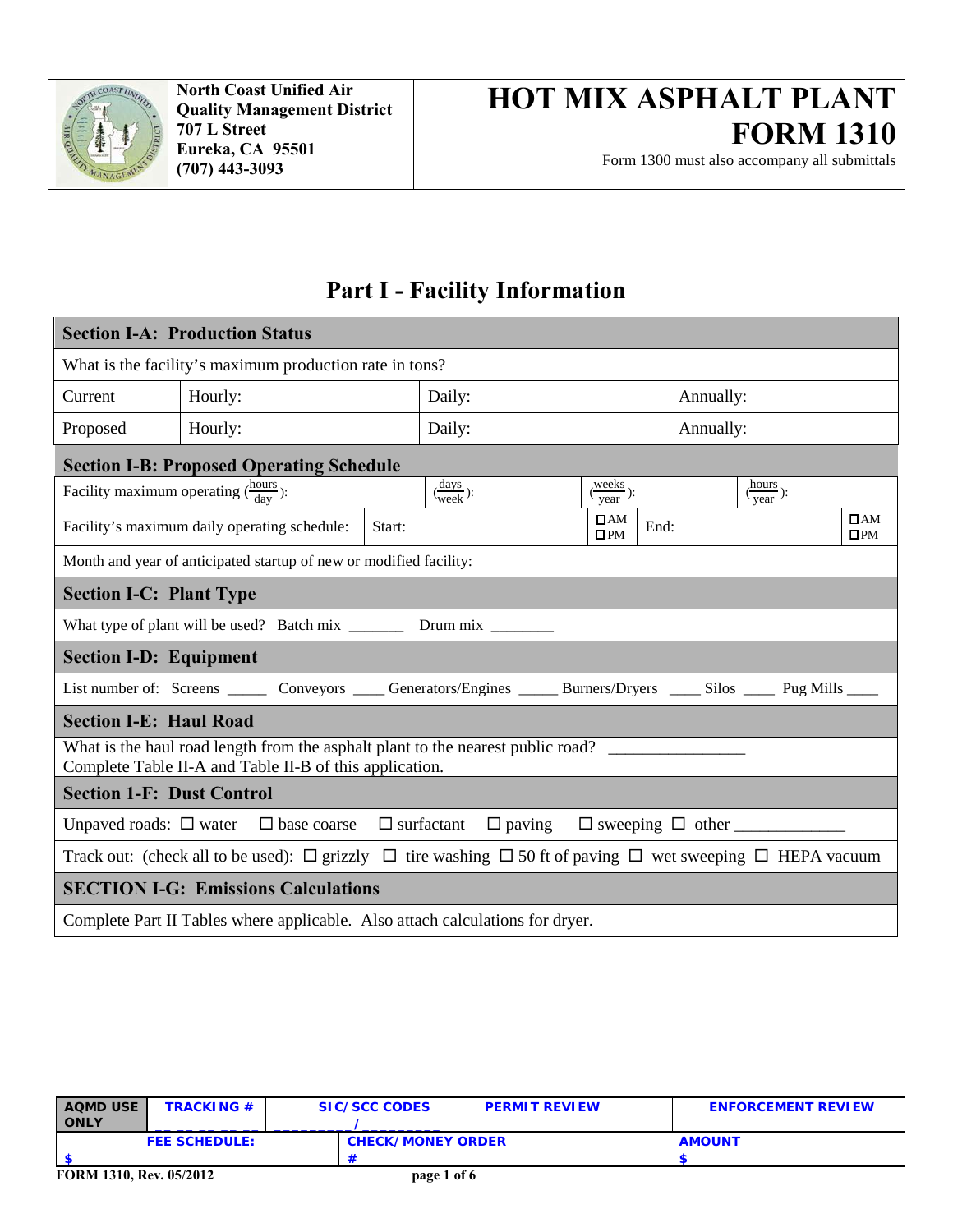North Coast Unified Air Quality Management District
707 L Street
Eureka, CA 95501
(707) 443-3093

# HOT MIX ASPHALT PLANT FORM 1310

Form 1300 must also accompany all submittals

## Part I - Facility Information

| Section I-A: Production Status | | | |
|---|---|---|---|
| What is the facility's maximum production rate in tons? | | | |
| Current | Hourly: | Daily: | Annually: |
| Proposed | Hourly: | Daily: | Annually: |

| Section I-B: Proposed Operating Schedule | | | | | |
|---|---|---|---|---|---|
| Facility maximum operating ($\frac{hours}{day}$): | | ($\frac{days}{week}$): | ($\frac{weeks}{year}$): | ($\frac{hours}{year}$): | |
| Facility's maximum daily operating schedule: | Start: | ☐AM ☐PM | End: | | ☐AM ☐PM |
| Month and year of anticipated startup of new or modified facility: | | | | | |

| Section I-C: Plant Type |
|---|
| What type of plant will be used? Batch mix _______ Drum mix ________ |

| Section I-D: Equipment |
|---|
| List number of: Screens _____ Conveyors ____ Generators/Engines _____ Burners/Dryers ____ Silos ____ Pug Mills ____ |

| Section I-E: Haul Road |
|---|
| What is the haul road length from the asphalt plant to the nearest public road? ________________ Complete Table II-A and Table II-B of this application. |

| Section 1-F: Dust Control |
|---|
| Unpaved roads: ☐ water ☐ base coarse ☐ surfactant ☐ paving ☐ sweeping ☐ other _____________ |
| Track out: (check all to be used): ☐ grizzly ☐ tire washing ☐ 50 ft of paving ☐ wet sweeping ☐ HEPA vacuum |

| SECTION I-G: Emissions Calculations |
|---|
| Complete Part II Tables where applicable. Also attach calculations for dryer. |

| AQMD USE ONLY | TRACKING # | SIC/SCC CODES _______/_______ | PERMIT REVIEW | ENFORCEMENT REVIEW |
|---|---|---|---|---|
| FEE SCHEDULE: $ | | CHECK/MONEY ORDER # | | AMOUNT $ |

FORM 1310, Rev. 05/2012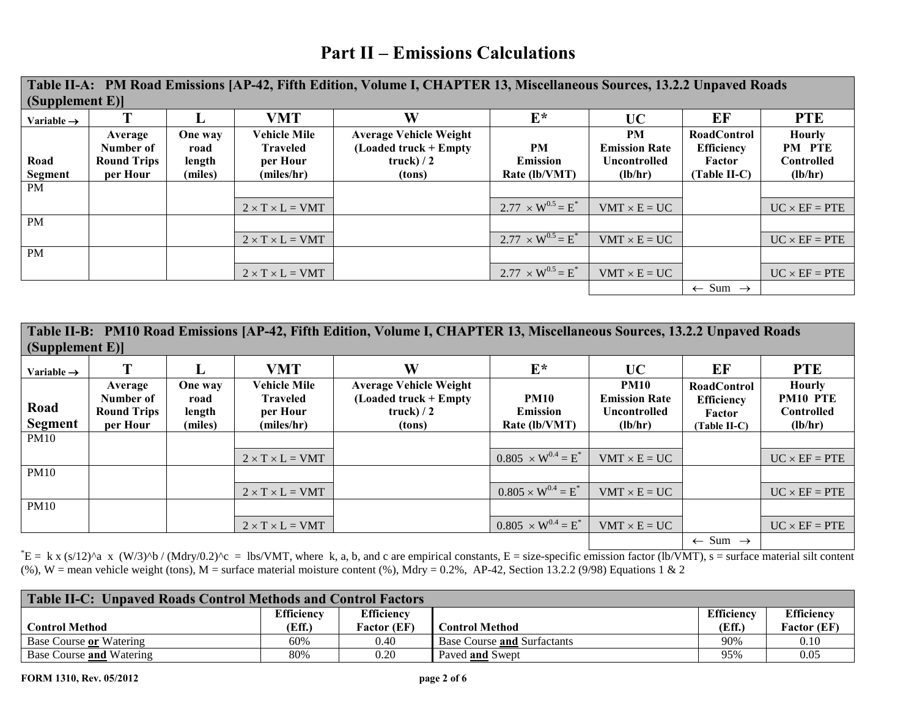# Part II – Emissions Calculations

**Table II-A: PM Road Emissions [AP-42, Fifth Edition, Volume I, CHAPTER 13, Miscellaneous Sources, 13.2.2 Unpaved Roads (Supplement E)]**

| Variable → | T | L | VMT | W | E* | UC | EF | PTE |
|---|---|---|---|---|---|---|---|---|
| Road Segment | Average Number of Round Trips per Hour | One way road length (miles) | Vehicle Mile Traveled per Hour (miles/hr) | Average Vehicle Weight (Loaded truck + Empty truck) / 2 (tons) | PM Emission Rate (lb/VMT) | PM Emission Rate Uncontrolled (lb/hr) | RoadControl Efficiency Factor (Table II-C) | Hourly PM PTE Controlled (lb/hr) |
| PM | | | | | | | | |
| | | | $2 \times T \times L = VMT$ | | $2.77 \times W^{0.5} = E^{*}$ | $VMT \times E = UC$ | | $UC \times EF = PTE$ |
| PM | | | | | | | | |
| | | | $2 \times T \times L = VMT$ | | $2.77 \times W^{0.5} = E^{*}$ | $VMT \times E = UC$ | | $UC \times EF = PTE$ |
| PM | | | | | | | | |
| | | | $2 \times T \times L = VMT$ | | $2.77 \times W^{0.5} = E^{*}$ | $VMT \times E = UC$ | | $UC \times EF = PTE$ |
| | | | | | | | ← Sum → | |

**Table II-B: PM10 Road Emissions [AP-42, Fifth Edition, Volume I, CHAPTER 13, Miscellaneous Sources, 13.2.2 Unpaved Roads (Supplement E)]**

| Variable → | T | L | VMT | W | E* | UC | EF | PTE |
|---|---|---|---|---|---|---|---|---|
| Road Segment | Average Number of Round Trips per Hour | One way road length (miles) | Vehicle Mile Traveled per Hour (miles/hr) | Average Vehicle Weight (Loaded truck + Empty truck) / 2 (tons) | PM10 Emission Rate (lb/VMT) | PM10 Emission Rate Uncontrolled (lb/hr) | RoadControl Efficiency Factor (Table II-C) | Hourly PM10 PTE Controlled (lb/hr) |
| PM10 | | | | | | | | |
| | | | $2 \times T \times L = VMT$ | | $0.805 \times W^{0.4} = E^{*}$ | $VMT \times E = UC$ | | $UC \times EF = PTE$ |
| PM10 | | | | | | | | |
| | | | $2 \times T \times L = VMT$ | | $0.805 \times W^{0.4} = E^{*}$ | $VMT \times E = UC$ | | $UC \times EF = PTE$ |
| PM10 | | | | | | | | |
| | | | $2 \times T \times L = VMT$ | | $0.805 \times W^{0.4} = E^{*}$ | $VMT \times E = UC$ | | $UC \times EF = PTE$ |
| | | | | | | | ← Sum → | |

*E = k x (s/12)^a x (W/3)^b / (Mdry/0.2)^c = lbs/VMT, where k, a, b, and c are empirical constants, E = size-specific emission factor (lb/VMT), s = surface material silt content (%), W = mean vehicle weight (tons), M = surface material moisture content (%), Mdry = 0.2%, AP-42, Section 13.2.2 (9/98) Equations 1 & 2

**Table II-C: Unpaved Roads Control Methods and Control Factors**

| Control Method | Efficiency (Eff.) | Efficiency Factor (EF) | Control Method | Efficiency (Eff.) | Efficiency Factor (EF) |
|---|---|---|---|---|---|
| Base Course **or** Watering | 60% | 0.40 | Base Course **and** Surfactants | 90% | 0.10 |
| Base Course **and** Watering | 80% | 0.20 | Paved **and** Swept | 95% | 0.05 |

FORM 1310, Rev. 05/2012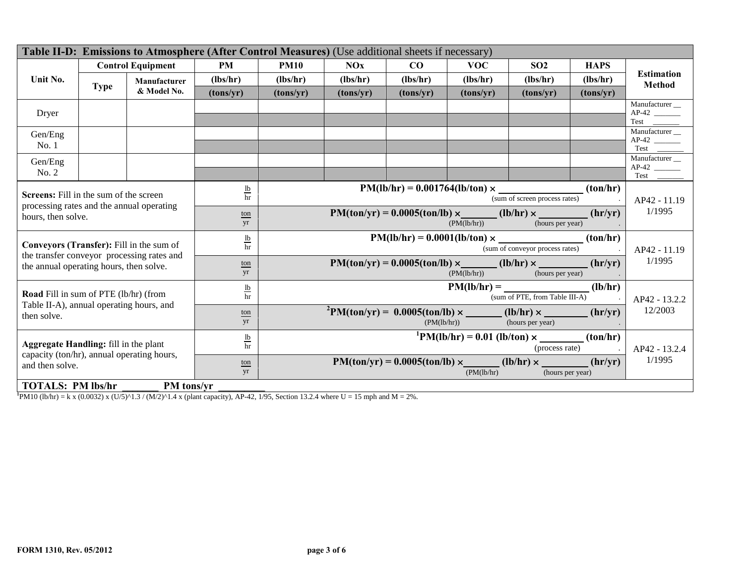| **Table II-D: Emissions to Atmosphere (After Control Measures)** (Use additional sheets if necessary) | | | | | | | | | | |
|---|---|---|---|---|---|---|---|---|---|---|
| **Unit No.** | **Control Equipment** | | **PM** | **PM10** | **NOx** | **CO** | **VOC** | **SO2** | **HAPS** | **Estimation Method** |
| | **Type** | **Manufacturer & Model No.** | **(lbs/hr)** **(tons/yr)** | **(lbs/hr)** **(tons/yr)** | **(lbs/hr)** **(tons/yr)** | **(lbs/hr)** **(tons/yr)** | **(lbs/hr)** **(tons/yr)** | **(lbs/hr)** **(tons/yr)** | **(lbs/hr)** **(tons/yr)** | |
| Dryer | | | | | | | | | | Manufacturer __ AP-42 ______ Test ______ |
| Gen/Eng No. 1 | | | | | | | | | | Manufacturer __ AP-42 ______ Test ______ |
| Gen/Eng No. 2 | | | | | | | | | | Manufacturer __ AP-42 ______ Test ______ |

| | | | |
|---|---|---|---|
| **Screens:** Fill in the sum of the screen processing rates and the annual operating hours, then solve. | lb/hr | **PM(lb/hr) = 0.001764(lb/ton) × ______ (ton/hr)** (sum of screen process rates) | AP42 - 11.19 1/1995 |
| | ton/yr | **PM(ton/yr) = 0.0005(ton/lb) × ______ (lb/hr) × ______ (hr/yr)** (PM(lb/hr)) (hours per year) | |
| **Conveyors (Transfer):** Fill in the sum of the transfer conveyor processing rates and the annual operating hours, then solve. | lb/hr | **PM(lb/hr) = 0.0001(lb/ton) × ______ (ton/hr)** (sum of conveyor process rates) | AP42 - 11.19 1/1995 |
| | ton/yr | **PM(ton/yr) = 0.0005(ton/lb) × ______ (lb/hr) × ______ (hr/yr)** (PM(lb/hr)) (hours per year) | |
| **Road** Fill in sum of PTE (lb/hr) (from Table II-A), annual operating hours, and then solve. | lb/hr | **PM(lb/hr) = ______ (lb/hr)** (sum of PTE, from Table III-A) | AP42 - 13.2.2 12/2003 |
| | ton/yr | [2]**PM(ton/yr) = 0.0005(ton/lb) × ______ (lb/hr) × ______ (hr/yr)** (PM(lb/hr)) (hours per year) | |
| **Aggregate Handling:** fill in the plant capacity (ton/hr), annual operating hours, and then solve. | lb/hr | [1]**PM(lb/hr) = 0.01 (lb/ton) × ______ (ton/hr)** (process rate) | AP42 - 13.2.4 1/1995 |
| | ton/yr | **PM(ton/yr) = 0.0005(ton/lb) × ______ (lb/hr) × ______ (hr/yr)** (PM(lb/hr)) (hours per year) | |
| **TOTALS: PM lbs/hr ______ PM tons/yr ______** | | | |

[1]PM10 (lb/hr) = k x (0.0032) x (U/5)^1.3 / (M/2)^1.4 x (plant capacity), AP-42, 1/95, Section 13.2.4 where U = 15 mph and M = 2%.

**FORM 1310, Rev. 05/2012**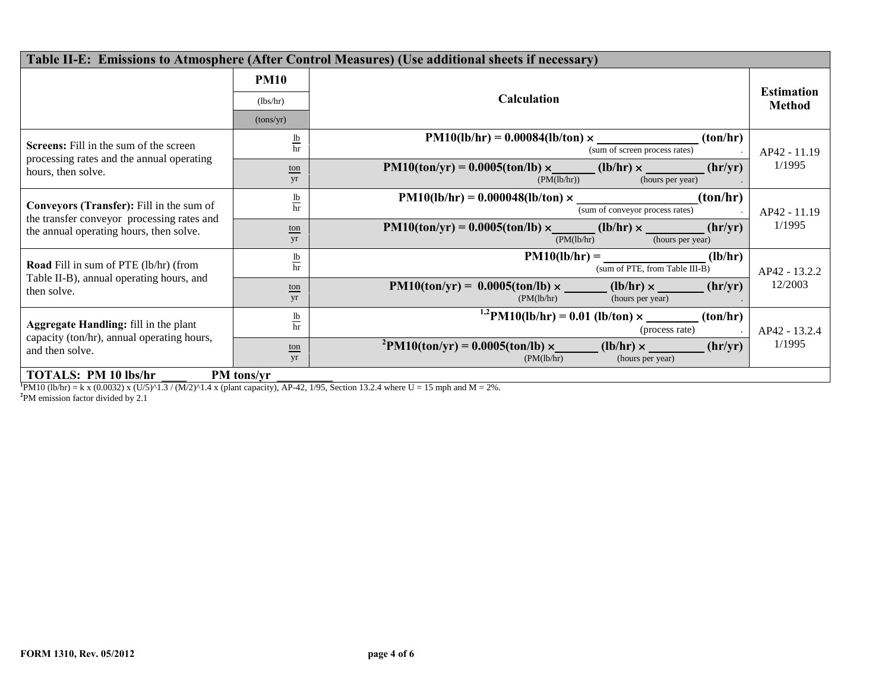| Table II-E: Emissions to Atmosphere (After Control Measures) (Use additional sheets if necessary) | | | |
|---|---|---|---|
| | **PM10** (lbs/hr) (tons/yr) | **Calculation** | **Estimation Method** |
| **Screens:** Fill in the sum of the screen processing rates and the annual operating hours, then solve. | $\frac{lb}{hr}$ | **PM10(lb/hr) = 0.00084(lb/ton) × \_\_\_\_\_\_\_\_\_\_ (ton/hr)** (sum of screen process rates) | AP42 - 11.19 1/1995 |
| | $\frac{ton}{yr}$ | **PM10(ton/yr) = 0.0005(ton/lb) × \_\_\_\_\_\_ (lb/hr) × \_\_\_\_\_\_ (hr/yr)** (PM(lb/hr)) (hours per year) | |
| **Conveyors (Transfer):** Fill in the sum of the transfer conveyor processing rates and the annual operating hours, then solve. | $\frac{lb}{hr}$ | **PM10(lb/hr) = 0.000048(lb/ton) × \_\_\_\_\_\_\_\_\_\_ (ton/hr)** (sum of conveyor process rates) | AP42 - 11.19 1/1995 |
| | $\frac{ton}{yr}$ | **PM10(ton/yr) = 0.0005(ton/lb) × \_\_\_\_\_\_ (lb/hr) × \_\_\_\_\_\_ (hr/yr)** (PM(lb/hr) (hours per year) | |
| **Road** Fill in sum of PTE (lb/hr) (from Table II-B), annual operating hours, and then solve. | $\frac{lb}{hr}$ | **PM10(lb/hr) = \_\_\_\_\_\_\_\_\_\_ (lb/hr)** (sum of PTE, from Table III-B) | AP42 - 13.2.2 12/2003 |
| | $\frac{ton}{yr}$ | **PM10(ton/yr) = 0.0005(ton/lb) × \_\_\_\_\_\_ (lb/hr) × \_\_\_\_\_\_ (hr/yr)** (PM(lb/hr) (hours per year) | |
| **Aggregate Handling:** fill in the plant capacity (ton/hr), annual operating hours, and then solve. | $\frac{lb}{hr}$ | [1,2]**PM10(lb/hr) = 0.01 (lb/ton) × \_\_\_\_\_\_\_\_ (ton/hr)** (process rate) | AP42 - 13.2.4 1/1995 |
| | $\frac{ton}{yr}$ | [2]**PM10(ton/yr) = 0.0005(ton/lb) × \_\_\_\_\_\_ (lb/hr) × \_\_\_\_\_\_ (hr/yr)** (PM(lb/hr) (hours per year) | |
| **TOTALS: PM 10 lbs/hr \_\_\_\_ PM tons/yr \_\_\_\_\_\_\_\_\_** | | | |

[1]PM10 (lb/hr) = k x (0.0032) x (U/5)^1.3 / (M/2)^1.4 x (plant capacity), AP-42, 1/95, Section 13.2.4 where U = 15 mph and M = 2%.

[2]PM emission factor divided by 2.1

FORM 1310, Rev. 05/2012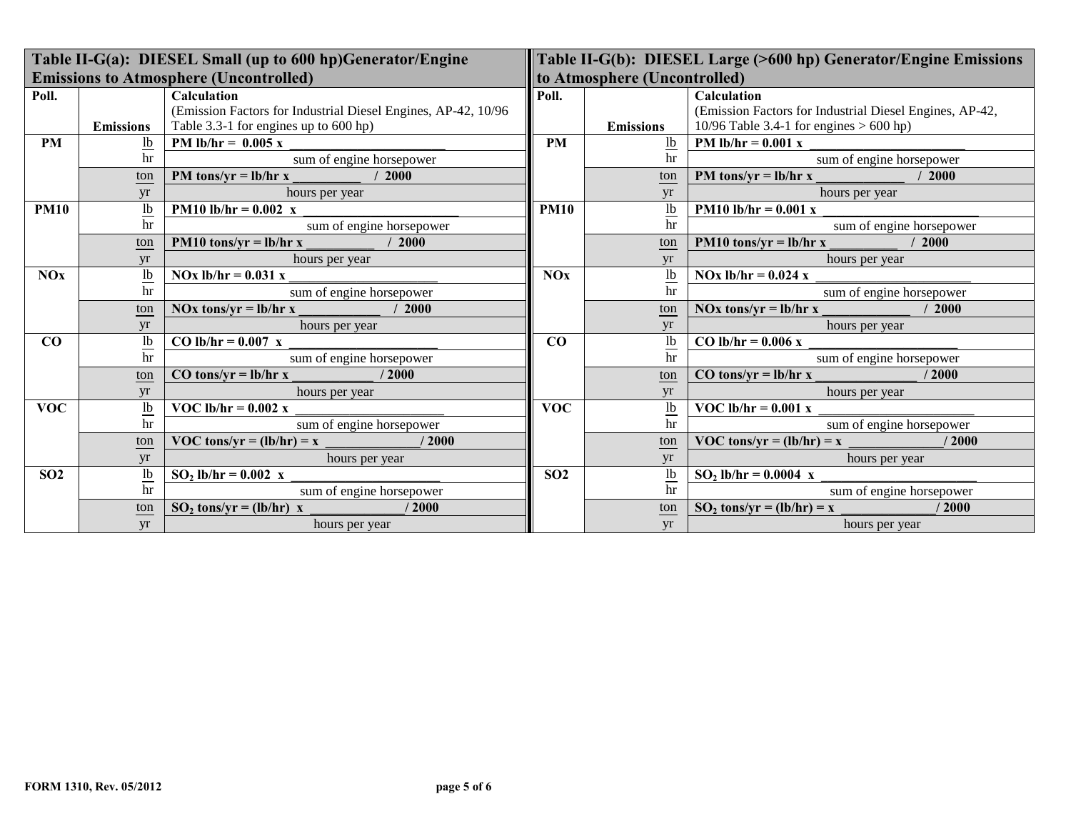| Table II-G(a): DIESEL Small (up to 600 hp)Generator/Engine Emissions to Atmosphere (Uncontrolled) | | |
|---|---|---|
| **Poll.** | **Emissions** | **Calculation** (Emission Factors for Industrial Diesel Engines, AP-42, 10/96 Table 3.3-1 for engines up to 600 hp) |
| **PM** | lb/hr | **PM lb/hr = 0.005 x** ______ sum of engine horsepower |
| | ton/yr | **PM tons/yr = lb/hr x** ______ **/ 2000** hours per year |
| **PM10** | lb/hr | **PM10 lb/hr = 0.002 x** ______ sum of engine horsepower |
| | ton/yr | **PM10 tons/yr = lb/hr x** ______ **/ 2000** hours per year |
| **NOx** | lb/hr | **NOx lb/hr = 0.031 x** ______ sum of engine horsepower |
| | ton/yr | **NOx tons/yr = lb/hr x** ______ **/ 2000** hours per year |
| **CO** | lb/hr | **CO lb/hr = 0.007 x** ______ sum of engine horsepower |
| | ton/yr | **CO tons/yr = lb/hr x** ______ **/ 2000** hours per year |
| **VOC** | lb/hr | **VOC lb/hr = 0.002 x** ______ sum of engine horsepower |
| | ton/yr | **VOC tons/yr = (lb/hr) = x** ______ **/ 2000** hours per year |
| **SO2** | lb/hr | **$SO_2$ lb/hr = 0.002 x** ______ sum of engine horsepower |
| | ton/yr | **$SO_2$ tons/yr = (lb/hr) x** ______ **/ 2000** hours per year |

| Table II-G(b): DIESEL Large (>600 hp) Generator/Engine Emissions to Atmosphere (Uncontrolled) | | |
|---|---|---|
| **Poll.** | **Emissions** | **Calculation** (Emission Factors for Industrial Diesel Engines, AP-42, 10/96 Table 3.4-1 for engines > 600 hp) |
| **PM** | lb/hr | **PM lb/hr = 0.001 x** ______ sum of engine horsepower |
| | ton/yr | **PM tons/yr = lb/hr x** ______ **/ 2000** hours per year |
| **PM10** | lb/hr | **PM10 lb/hr = 0.001 x** ______ sum of engine horsepower |
| | ton/yr | **PM10 tons/yr = lb/hr x** ______ **/ 2000** hours per year |
| **NOx** | lb/hr | **NOx lb/hr = 0.024 x** ______ sum of engine horsepower |
| | ton/yr | **NOx tons/yr = lb/hr x** ______ **/ 2000** hours per year |
| **CO** | lb/hr | **CO lb/hr = 0.006 x** ______ sum of engine horsepower |
| | ton/yr | **CO tons/yr = lb/hr x** ______ **/ 2000** hours per year |
| **VOC** | lb/hr | **VOC lb/hr = 0.001 x** ______ sum of engine horsepower |
| | ton/yr | **VOC tons/yr = (lb/hr) = x** ______ **/ 2000** hours per year |
| **SO2** | lb/hr | **$SO_2$ lb/hr = 0.0004 x** ______ sum of engine horsepower |
| | ton/yr | **$SO_2$ tons/yr = (lb/hr) = x** ______ **/ 2000** hours per year |

**FORM 1310, Rev. 05/2012**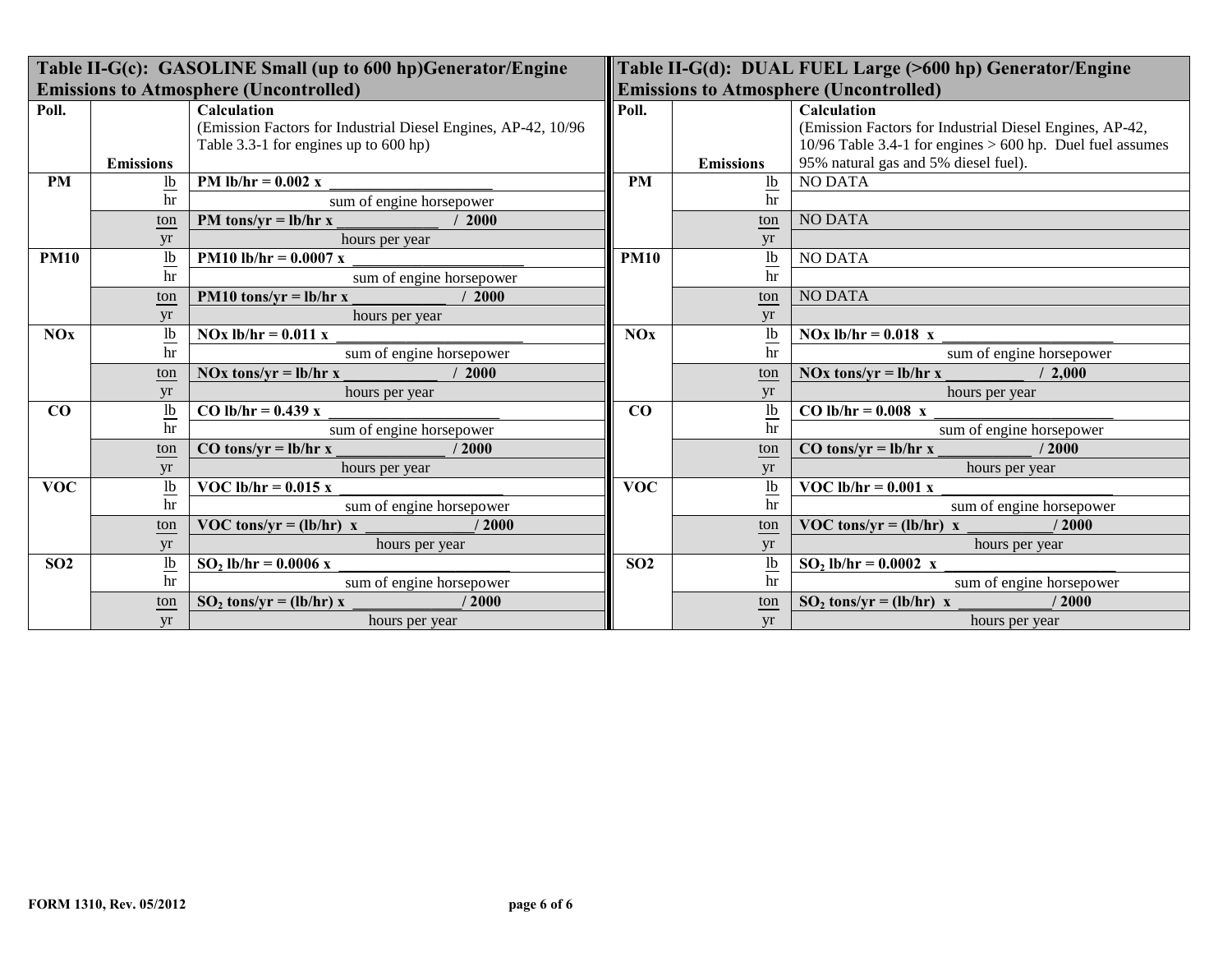## Table II-G(c): GASOLINE Small (up to 600 hp)Generator/Engine Emissions to Atmosphere (Uncontrolled)

| Poll. | Emissions | Calculation (Emission Factors for Industrial Diesel Engines, AP-42, 10/96 Table 3.3-1 for engines up to 600 hp) |
|---|---|---|
| PM | lb/hr | **PM lb/hr = 0.002 x** ____________________ sum of engine horsepower |
| | ton/yr | **PM tons/yr = lb/hr x** ____________ **/ 2000** hours per year |
| PM10 | lb/hr | **PM10 lb/hr = 0.0007 x** ____________________ sum of engine horsepower |
| | ton/yr | **PM10 tons/yr = lb/hr x** ____________ **/ 2000** hours per year |
| NOx | lb/hr | **NOx lb/hr = 0.011 x** ____________________ sum of engine horsepower |
| | ton/yr | **NOx tons/yr = lb/hr x** ____________ **/ 2000** hours per year |
| CO | lb/hr | **CO lb/hr = 0.439 x** ____________________ sum of engine horsepower |
| | ton/yr | **CO tons/yr = lb/hr x** ____________ **/ 2000** hours per year |
| VOC | lb/hr | **VOC lb/hr = 0.015 x** ____________________ sum of engine horsepower |
| | ton/yr | **VOC tons/yr = (lb/hr) x** ____________ **/ 2000** hours per year |
| SO2 | lb/hr | **$SO_2$ lb/hr = 0.0006 x** ____________________ sum of engine horsepower |
| | ton/yr | **$SO_2$ tons/yr = (lb/hr) x** ____________ **/ 2000** hours per year |

## Table II-G(d): DUAL FUEL Large (>600 hp) Generator/Engine Emissions to Atmosphere (Uncontrolled)

| Poll. | Emissions | Calculation (Emission Factors for Industrial Diesel Engines, AP-42, 10/96 Table 3.4-1 for engines > 600 hp. Duel fuel assumes 95% natural gas and 5% diesel fuel). |
|---|---|---|
| PM | lb/hr | NO DATA |
| | ton/yr | NO DATA |
| PM10 | lb/hr | NO DATA |
| | ton/yr | NO DATA |
| NOx | lb/hr | **NOx lb/hr = 0.018 x** ____________________ sum of engine horsepower |
| | ton/yr | **NOx tons/yr = lb/hr x** ____________ **/ 2,000** hours per year |
| CO | lb/hr | **CO lb/hr = 0.008 x** ____________________ sum of engine horsepower |
| | ton/yr | **CO tons/yr = lb/hr x** ____________ **/ 2000** hours per year |
| VOC | lb/hr | **VOC lb/hr = 0.001 x** ____________________ sum of engine horsepower |
| | ton/yr | **VOC tons/yr = (lb/hr) x** ____________ **/ 2000** hours per year |
| SO2 | lb/hr | **$SO_2$ lb/hr = 0.0002 x** ____________________ sum of engine horsepower |
| | ton/yr | **$SO_2$ tons/yr = (lb/hr) x** ____________ **/ 2000** hours per year |

FORM 1310, Rev. 05/2012